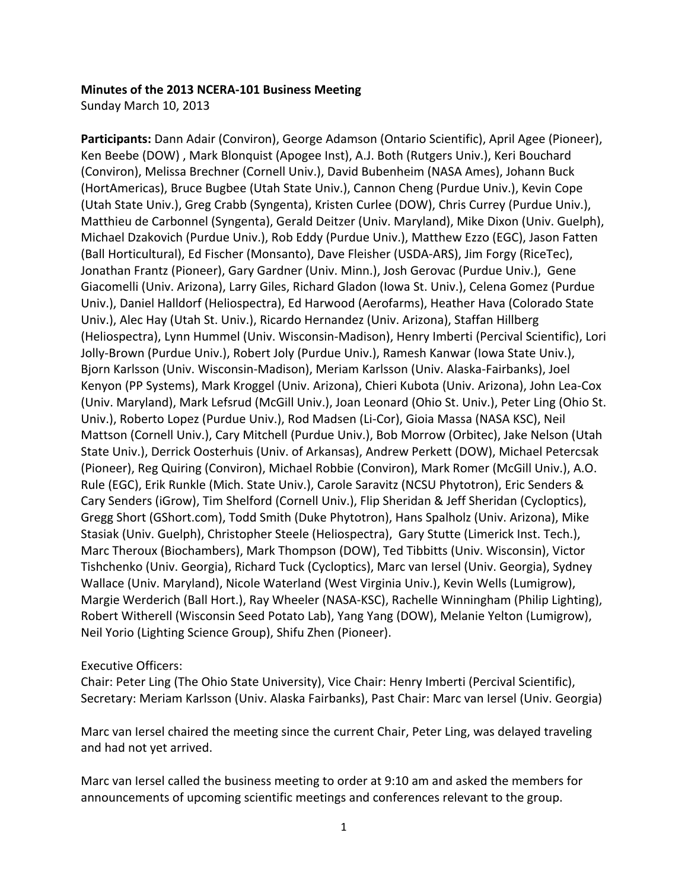**Minutes of the 2013 NCERA-101 Business Meeting**
Sunday March 10, 2013

**Participants:** Dann Adair (Conviron), George Adamson (Ontario Scientific), April Agee (Pioneer), Ken Beebe (DOW) , Mark Blonquist (Apogee Inst), A.J. Both (Rutgers Univ.), Keri Bouchard (Conviron), Melissa Brechner (Cornell Univ.), David Bubenheim (NASA Ames), Johann Buck (HortAmericas), Bruce Bugbee (Utah State Univ.), Cannon Cheng (Purdue Univ.), Kevin Cope (Utah State Univ.), Greg Crabb (Syngenta), Kristen Curlee (DOW), Chris Currey (Purdue Univ.), Matthieu de Carbonnel (Syngenta), Gerald Deitzer (Univ. Maryland), Mike Dixon (Univ. Guelph), Michael Dzakovich (Purdue Univ.), Rob Eddy (Purdue Univ.), Matthew Ezzo (EGC), Jason Fatten (Ball Horticultural), Ed Fischer (Monsanto), Dave Fleisher (USDA-ARS), Jim Forgy (RiceTec), Jonathan Frantz (Pioneer), Gary Gardner (Univ. Minn.), Josh Gerovac (Purdue Univ.), Gene Giacomelli (Univ. Arizona), Larry Giles, Richard Gladon (Iowa St. Univ.), Celena Gomez (Purdue Univ.), Daniel Halldorf (Heliospectra), Ed Harwood (Aerofarms), Heather Hava (Colorado State Univ.), Alec Hay (Utah St. Univ.), Ricardo Hernandez (Univ. Arizona), Staffan Hillberg (Heliospectra), Lynn Hummel (Univ. Wisconsin-Madison), Henry Imberti (Percival Scientific), Lori Jolly-Brown (Purdue Univ.), Robert Joly (Purdue Univ.), Ramesh Kanwar (Iowa State Univ.), Bjorn Karlsson (Univ. Wisconsin-Madison), Meriam Karlsson (Univ. Alaska-Fairbanks), Joel Kenyon (PP Systems), Mark Kroggel (Univ. Arizona), Chieri Kubota (Univ. Arizona), John Lea-Cox (Univ. Maryland), Mark Lefsrud (McGill Univ.), Joan Leonard (Ohio St. Univ.), Peter Ling (Ohio St. Univ.), Roberto Lopez (Purdue Univ.), Rod Madsen (Li-Cor), Gioia Massa (NASA KSC), Neil Mattson (Cornell Univ.), Cary Mitchell (Purdue Univ.), Bob Morrow (Orbitec), Jake Nelson (Utah State Univ.), Derrick Oosterhuis (Univ. of Arkansas), Andrew Perkett (DOW), Michael Petercsak (Pioneer), Reg Quiring (Conviron), Michael Robbie (Conviron), Mark Romer (McGill Univ.), A.O. Rule (EGC), Erik Runkle (Mich. State Univ.), Carole Saravitz (NCSU Phytotron), Eric Senders & Cary Senders (iGrow), Tim Shelford (Cornell Univ.), Flip Sheridan & Jeff Sheridan (Cycloptics), Gregg Short (GShort.com), Todd Smith (Duke Phytotron), Hans Spalholz (Univ. Arizona), Mike Stasiak (Univ. Guelph), Christopher Steele (Heliospectra), Gary Stutte (Limerick Inst. Tech.), Marc Theroux (Biochambers), Mark Thompson (DOW), Ted Tibbitts (Univ. Wisconsin), Victor Tishchenko (Univ. Georgia), Richard Tuck (Cycloptics), Marc van Iersel (Univ. Georgia), Sydney Wallace (Univ. Maryland), Nicole Waterland (West Virginia Univ.), Kevin Wells (Lumigrow), Margie Werderich (Ball Hort.), Ray Wheeler (NASA-KSC), Rachelle Winningham (Philip Lighting), Robert Witherell (Wisconsin Seed Potato Lab), Yang Yang (DOW), Melanie Yelton (Lumigrow), Neil Yorio (Lighting Science Group), Shifu Zhen (Pioneer).

Executive Officers:
Chair: Peter Ling (The Ohio State University), Vice Chair: Henry Imberti (Percival Scientific), Secretary: Meriam Karlsson (Univ. Alaska Fairbanks), Past Chair: Marc van Iersel (Univ. Georgia)

Marc van Iersel chaired the meeting since the current Chair, Peter Ling, was delayed traveling and had not yet arrived.

Marc van Iersel called the business meeting to order at 9:10 am and asked the members for announcements of upcoming scientific meetings and conferences relevant to the group.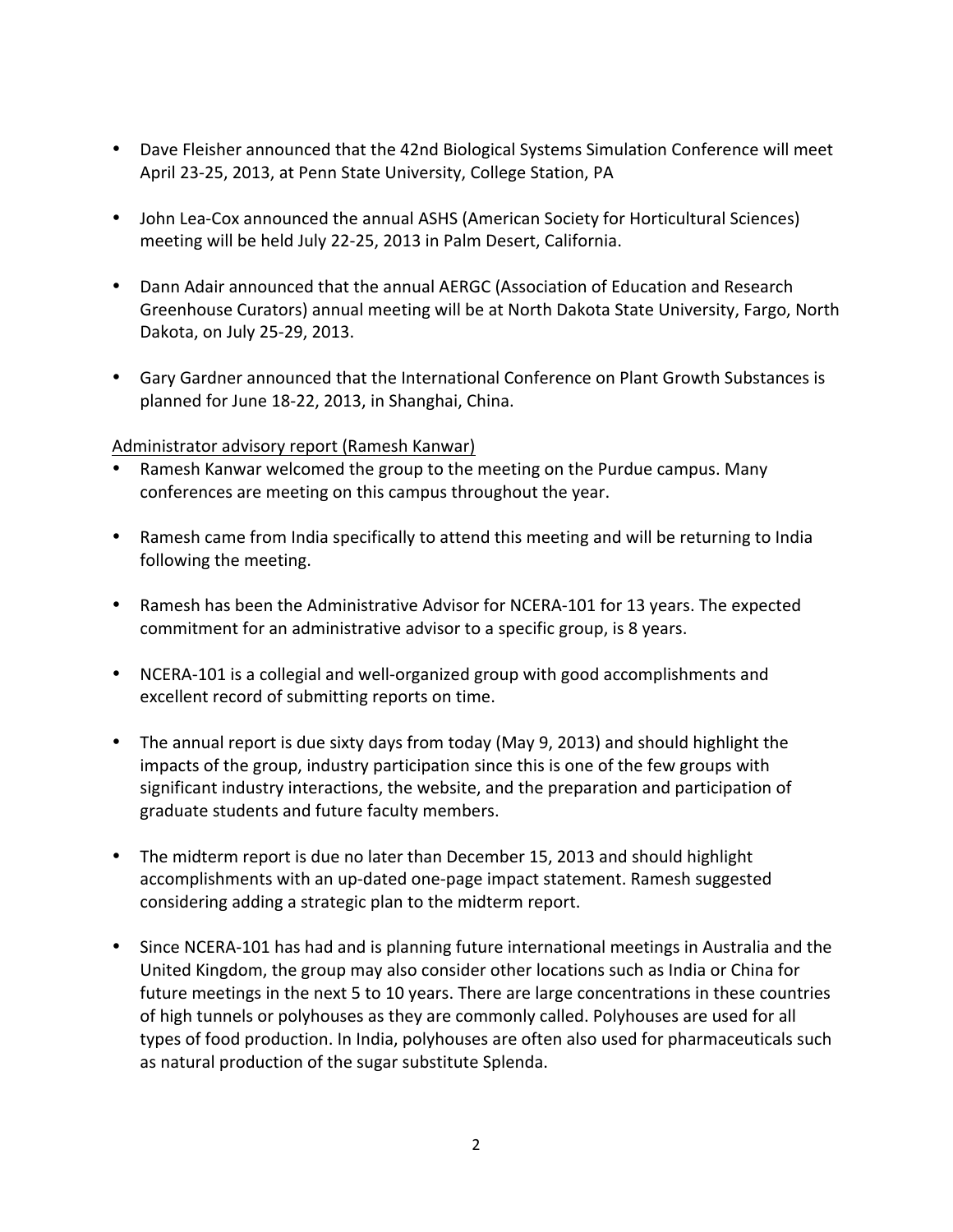- Dave Fleisher announced that the 42nd Biological Systems Simulation Conference will meet April 23-25, 2013, at Penn State University, College Station, PA

- John Lea-Cox announced the annual ASHS (American Society for Horticultural Sciences) meeting will be held July 22-25, 2013 in Palm Desert, California.

- Dann Adair announced that the annual AERGC (Association of Education and Research Greenhouse Curators) annual meeting will be at North Dakota State University, Fargo, North Dakota, on July 25-29, 2013.

- Gary Gardner announced that the International Conference on Plant Growth Substances is planned for June 18-22, 2013, in Shanghai, China.

<u>Administrator advisory report (Ramesh Kanwar)</u>

- Ramesh Kanwar welcomed the group to the meeting on the Purdue campus. Many conferences are meeting on this campus throughout the year.

- Ramesh came from India specifically to attend this meeting and will be returning to India following the meeting.

- Ramesh has been the Administrative Advisor for NCERA-101 for 13 years. The expected commitment for an administrative advisor to a specific group, is 8 years.

- NCERA-101 is a collegial and well-organized group with good accomplishments and excellent record of submitting reports on time.

- The annual report is due sixty days from today (May 9, 2013) and should highlight the impacts of the group, industry participation since this is one of the few groups with significant industry interactions, the website, and the preparation and participation of graduate students and future faculty members.

- The midterm report is due no later than December 15, 2013 and should highlight accomplishments with an up-dated one-page impact statement. Ramesh suggested considering adding a strategic plan to the midterm report.

- Since NCERA-101 has had and is planning future international meetings in Australia and the United Kingdom, the group may also consider other locations such as India or China for future meetings in the next 5 to 10 years. There are large concentrations in these countries of high tunnels or polyhouses as they are commonly called. Polyhouses are used for all types of food production. In India, polyhouses are often also used for pharmaceuticals such as natural production of the sugar substitute Splenda.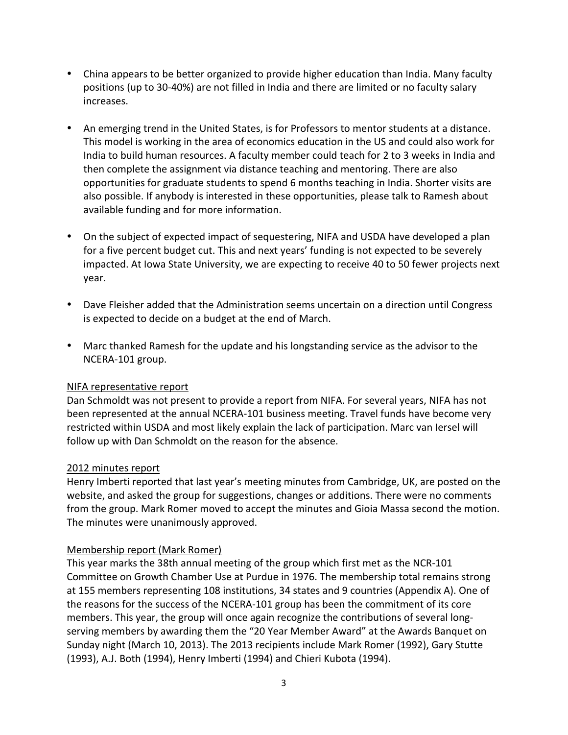- China appears to be better organized to provide higher education than India. Many faculty positions (up to 30-40%) are not filled in India and there are limited or no faculty salary increases.

- An emerging trend in the United States, is for Professors to mentor students at a distance. This model is working in the area of economics education in the US and could also work for India to build human resources. A faculty member could teach for 2 to 3 weeks in India and then complete the assignment via distance teaching and mentoring. There are also opportunities for graduate students to spend 6 months teaching in India. Shorter visits are also possible. If anybody is interested in these opportunities, please talk to Ramesh about available funding and for more information.

- On the subject of expected impact of sequestering, NIFA and USDA have developed a plan for a five percent budget cut. This and next years' funding is not expected to be severely impacted. At Iowa State University, we are expecting to receive 40 to 50 fewer projects next year.

- Dave Fleisher added that the Administration seems uncertain on a direction until Congress is expected to decide on a budget at the end of March.

- Marc thanked Ramesh for the update and his longstanding service as the advisor to the NCERA-101 group.

<u>NIFA representative report</u>

Dan Schmoldt was not present to provide a report from NIFA. For several years, NIFA has not been represented at the annual NCERA-101 business meeting. Travel funds have become very restricted within USDA and most likely explain the lack of participation. Marc van Iersel will follow up with Dan Schmoldt on the reason for the absence.

<u>2012 minutes report</u>

Henry Imberti reported that last year's meeting minutes from Cambridge, UK, are posted on the website, and asked the group for suggestions, changes or additions. There were no comments from the group. Mark Romer moved to accept the minutes and Gioia Massa second the motion. The minutes were unanimously approved.

<u>Membership report (Mark Romer)</u>

This year marks the 38th annual meeting of the group which first met as the NCR-101 Committee on Growth Chamber Use at Purdue in 1976. The membership total remains strong at 155 members representing 108 institutions, 34 states and 9 countries (Appendix A). One of the reasons for the success of the NCERA-101 group has been the commitment of its core members. This year, the group will once again recognize the contributions of several long-serving members by awarding them the "20 Year Member Award" at the Awards Banquet on Sunday night (March 10, 2013). The 2013 recipients include Mark Romer (1992), Gary Stutte (1993), A.J. Both (1994), Henry Imberti (1994) and Chieri Kubota (1994).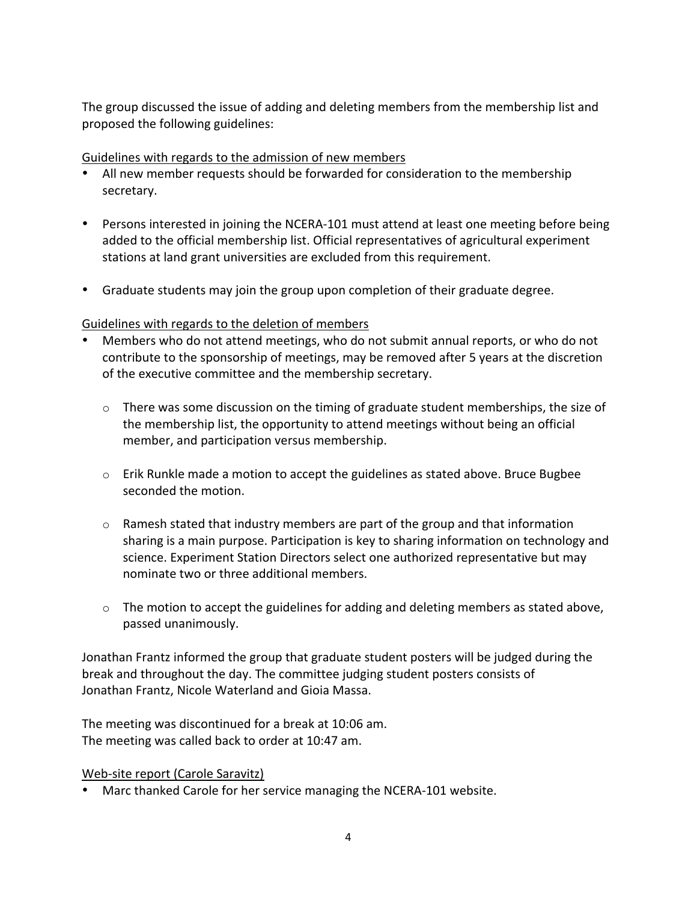The group discussed the issue of adding and deleting members from the membership list and proposed the following guidelines:

<u>Guidelines with regards to the admission of new members</u>

- All new member requests should be forwarded for consideration to the membership secretary.

- Persons interested in joining the NCERA-101 must attend at least one meeting before being added to the official membership list. Official representatives of agricultural experiment stations at land grant universities are excluded from this requirement.

- Graduate students may join the group upon completion of their graduate degree.

<u>Guidelines with regards to the deletion of members</u>

- Members who do not attend meetings, who do not submit annual reports, or who do not contribute to the sponsorship of meetings, may be removed after 5 years at the discretion of the executive committee and the membership secretary.

  - There was some discussion on the timing of graduate student memberships, the size of the membership list, the opportunity to attend meetings without being an official member, and participation versus membership.

  - Erik Runkle made a motion to accept the guidelines as stated above. Bruce Bugbee seconded the motion.

  - Ramesh stated that industry members are part of the group and that information sharing is a main purpose. Participation is key to sharing information on technology and science. Experiment Station Directors select one authorized representative but may nominate two or three additional members.

  - The motion to accept the guidelines for adding and deleting members as stated above, passed unanimously.

Jonathan Frantz informed the group that graduate student posters will be judged during the break and throughout the day. The committee judging student posters consists of Jonathan Frantz, Nicole Waterland and Gioia Massa.

The meeting was discontinued for a break at 10:06 am.
The meeting was called back to order at 10:47 am.

<u>Web-site report (Carole Saravitz)</u>

- Marc thanked Carole for her service managing the NCERA-101 website.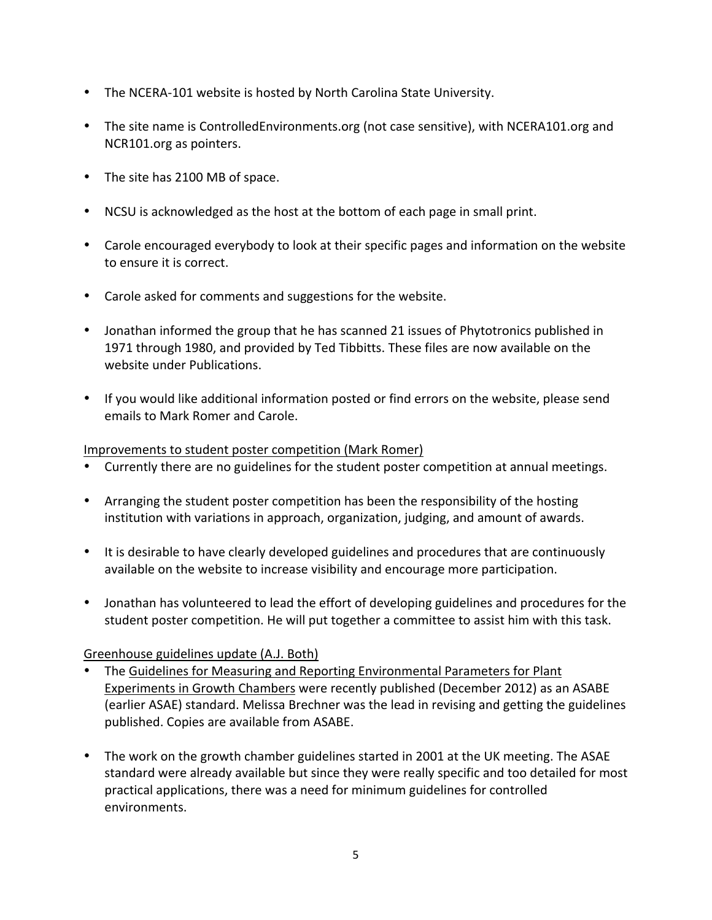- The NCERA-101 website is hosted by North Carolina State University.

- The site name is ControlledEnvironments.org (not case sensitive), with NCERA101.org and NCR101.org as pointers.

- The site has 2100 MB of space.

- NCSU is acknowledged as the host at the bottom of each page in small print.

- Carole encouraged everybody to look at their specific pages and information on the website to ensure it is correct.

- Carole asked for comments and suggestions for the website.

- Jonathan informed the group that he has scanned 21 issues of Phytotronics published in 1971 through 1980, and provided by Ted Tibbitts. These files are now available on the website under Publications.

- If you would like additional information posted or find errors on the website, please send emails to Mark Romer and Carole.

<u>Improvements to student poster competition (Mark Romer)</u>

- Currently there are no guidelines for the student poster competition at annual meetings.

- Arranging the student poster competition has been the responsibility of the hosting institution with variations in approach, organization, judging, and amount of awards.

- It is desirable to have clearly developed guidelines and procedures that are continuously available on the website to increase visibility and encourage more participation.

- Jonathan has volunteered to lead the effort of developing guidelines and procedures for the student poster competition. He will put together a committee to assist him with this task.

<u>Greenhouse guidelines update (A.J. Both)</u>

- The <u>Guidelines for Measuring and Reporting Environmental Parameters for Plant Experiments in Growth Chambers</u> were recently published (December 2012) as an ASABE (earlier ASAE) standard. Melissa Brechner was the lead in revising and getting the guidelines published. Copies are available from ASABE.

- The work on the growth chamber guidelines started in 2001 at the UK meeting. The ASAE standard were already available but since they were really specific and too detailed for most practical applications, there was a need for minimum guidelines for controlled environments.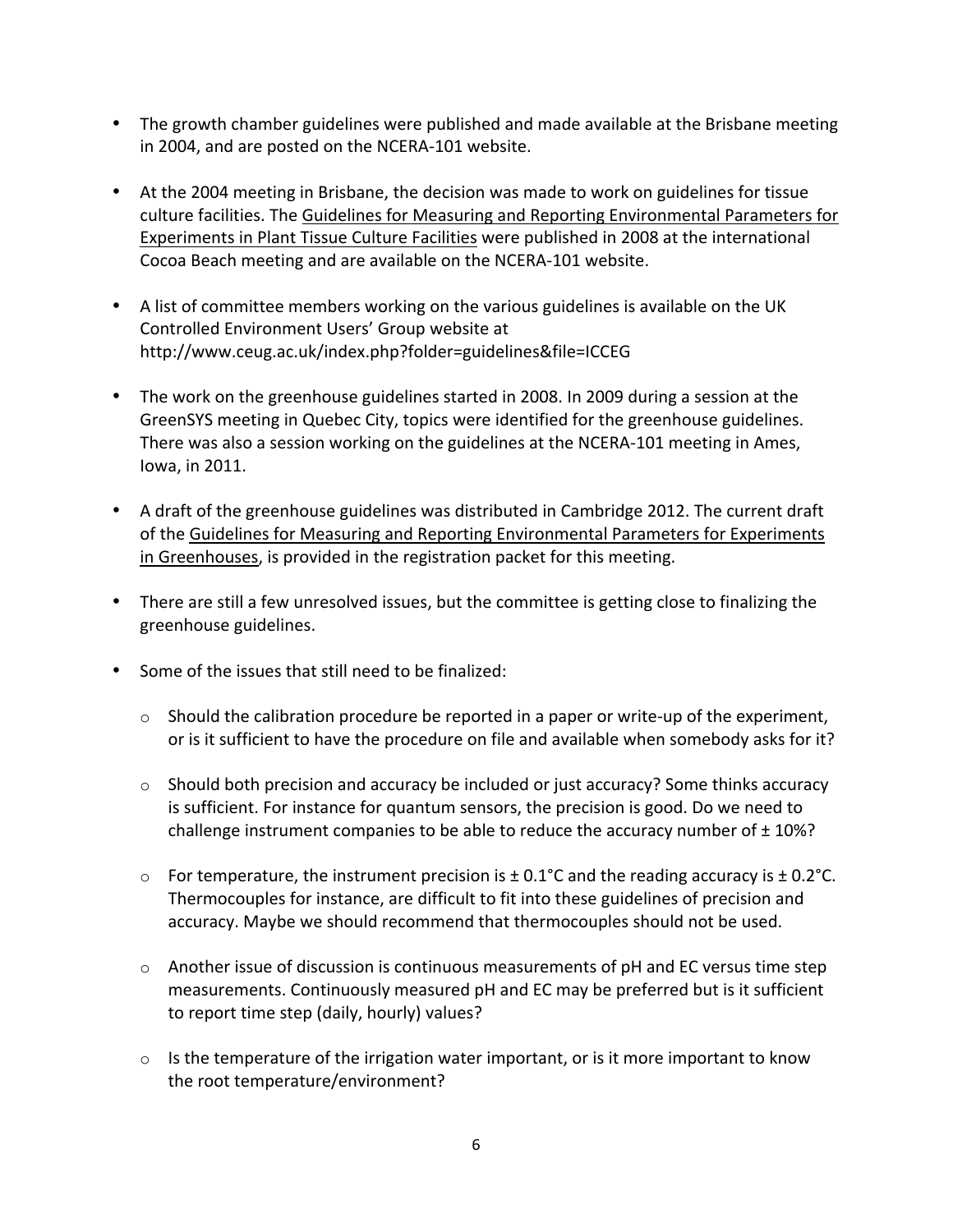- The growth chamber guidelines were published and made available at the Brisbane meeting in 2004, and are posted on the NCERA-101 website.

- At the 2004 meeting in Brisbane, the decision was made to work on guidelines for tissue culture facilities. The Guidelines for Measuring and Reporting Environmental Parameters for Experiments in Plant Tissue Culture Facilities were published in 2008 at the international Cocoa Beach meeting and are available on the NCERA-101 website.

- A list of committee members working on the various guidelines is available on the UK Controlled Environment Users' Group website at http://www.ceug.ac.uk/index.php?folder=guidelines&file=ICCEG

- The work on the greenhouse guidelines started in 2008. In 2009 during a session at the GreenSYS meeting in Quebec City, topics were identified for the greenhouse guidelines. There was also a session working on the guidelines at the NCERA-101 meeting in Ames, Iowa, in 2011.

- A draft of the greenhouse guidelines was distributed in Cambridge 2012. The current draft of the Guidelines for Measuring and Reporting Environmental Parameters for Experiments in Greenhouses, is provided in the registration packet for this meeting.

- There are still a few unresolved issues, but the committee is getting close to finalizing the greenhouse guidelines.

- Some of the issues that still need to be finalized:

  - Should the calibration procedure be reported in a paper or write-up of the experiment, or is it sufficient to have the procedure on file and available when somebody asks for it?

  - Should both precision and accuracy be included or just accuracy? Some thinks accuracy is sufficient. For instance for quantum sensors, the precision is good. Do we need to challenge instrument companies to be able to reduce the accuracy number of ± 10%?

  - For temperature, the instrument precision is ± 0.1°C and the reading accuracy is ± 0.2°C. Thermocouples for instance, are difficult to fit into these guidelines of precision and accuracy. Maybe we should recommend that thermocouples should not be used.

  - Another issue of discussion is continuous measurements of pH and EC versus time step measurements. Continuously measured pH and EC may be preferred but is it sufficient to report time step (daily, hourly) values?

  - Is the temperature of the irrigation water important, or is it more important to know the root temperature/environment?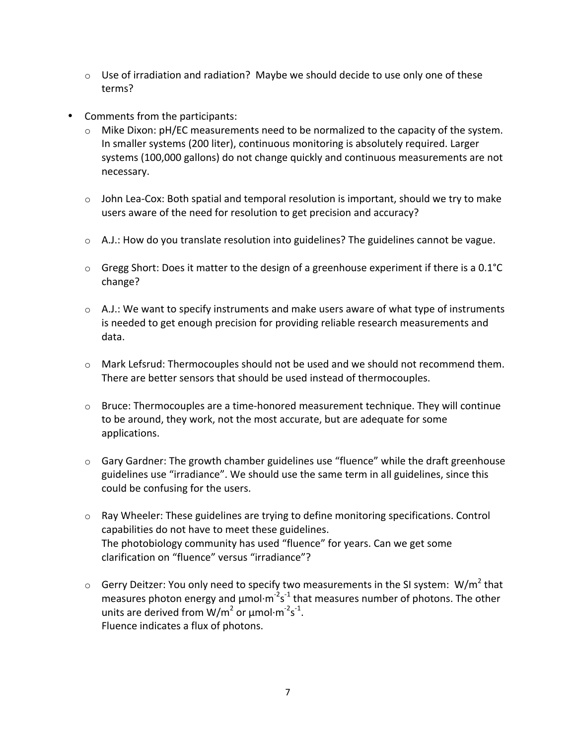- Use of irradiation and radiation? Maybe we should decide to use only one of these terms?

- Comments from the participants:
  - Mike Dixon: pH/EC measurements need to be normalized to the capacity of the system. In smaller systems (200 liter), continuous monitoring is absolutely required. Larger systems (100,000 gallons) do not change quickly and continuous measurements are not necessary.

  - John Lea-Cox: Both spatial and temporal resolution is important, should we try to make users aware of the need for resolution to get precision and accuracy?

  - A.J.: How do you translate resolution into guidelines? The guidelines cannot be vague.

  - Gregg Short: Does it matter to the design of a greenhouse experiment if there is a 0.1°C change?

  - A.J.: We want to specify instruments and make users aware of what type of instruments is needed to get enough precision for providing reliable research measurements and data.

  - Mark Lefsrud: Thermocouples should not be used and we should not recommend them. There are better sensors that should be used instead of thermocouples.

  - Bruce: Thermocouples are a time-honored measurement technique. They will continue to be around, they work, not the most accurate, but are adequate for some applications.

  - Gary Gardner: The growth chamber guidelines use “fluence” while the draft greenhouse guidelines use “irradiance”. We should use the same term in all guidelines, since this could be confusing for the users.

  - Ray Wheeler: These guidelines are trying to define monitoring specifications. Control capabilities do not have to meet these guidelines.
    The photobiology community has used “fluence” for years. Can we get some clarification on “fluence” versus “irradiance”?

  - Gerry Deitzer: You only need to specify two measurements in the SI system: $W/m^2$ that measures photon energy and $\mu mol \cdot m^{-2} s^{-1}$ that measures number of photons. The other units are derived from $W/m^2$ or $\mu mol \cdot m^{-2} s^{-1}$.
    Fluence indicates a flux of photons.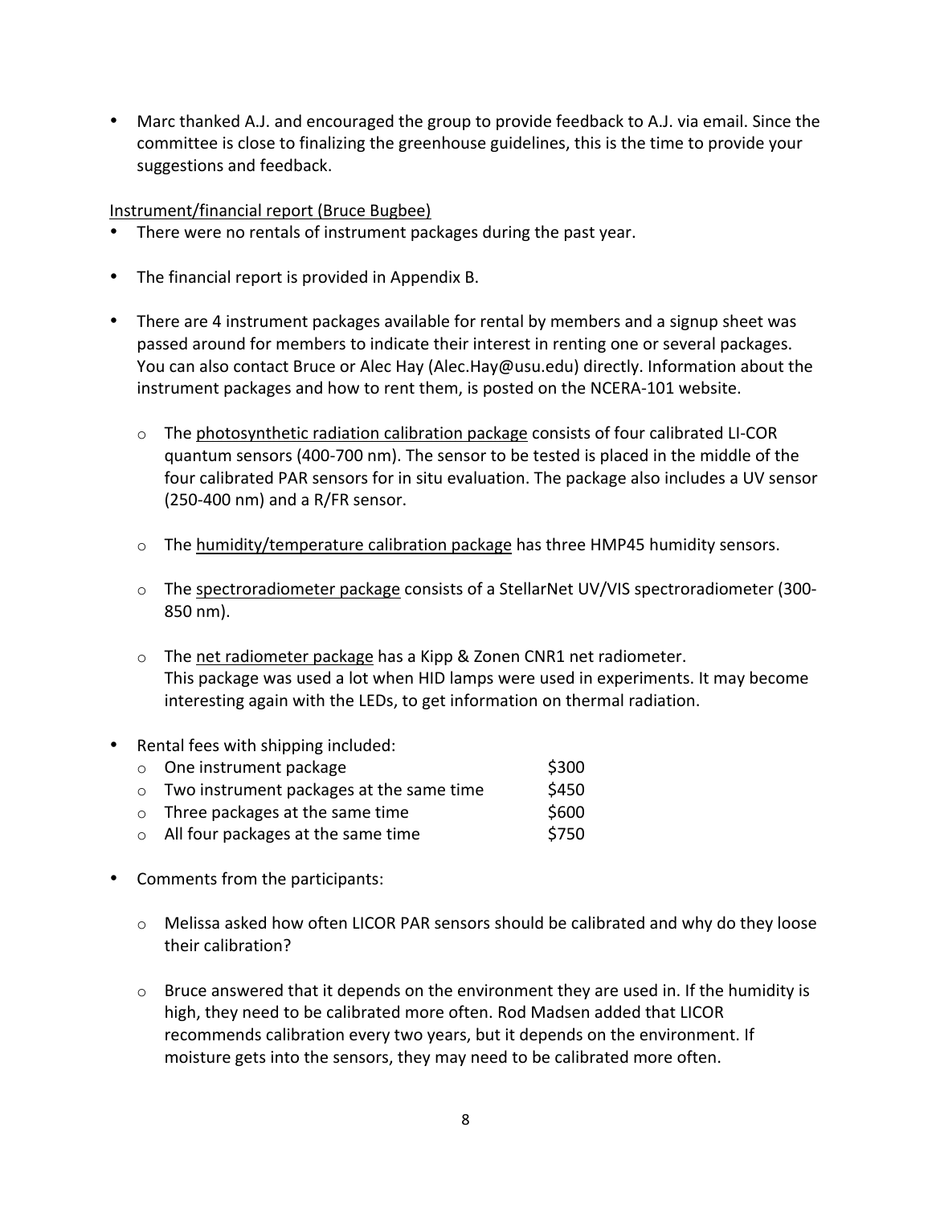- Marc thanked A.J. and encouraged the group to provide feedback to A.J. via email. Since the committee is close to finalizing the greenhouse guidelines, this is the time to provide your suggestions and feedback.

Instrument/financial report (Bruce Bugbee)

- There were no rentals of instrument packages during the past year.

- The financial report is provided in Appendix B.

- There are 4 instrument packages available for rental by members and a signup sheet was passed around for members to indicate their interest in renting one or several packages. You can also contact Bruce or Alec Hay (Alec.Hay@usu.edu) directly. Information about the instrument packages and how to rent them, is posted on the NCERA-101 website.

  - The photosynthetic radiation calibration package consists of four calibrated LI-COR quantum sensors (400-700 nm). The sensor to be tested is placed in the middle of the four calibrated PAR sensors for in situ evaluation. The package also includes a UV sensor (250-400 nm) and a R/FR sensor.

  - The humidity/temperature calibration package has three HMP45 humidity sensors.

  - The spectroradiometer package consists of a StellarNet UV/VIS spectroradiometer (300-850 nm).

  - The net radiometer package has a Kipp & Zonen CNR1 net radiometer. This package was used a lot when HID lamps were used in experiments. It may become interesting again with the LEDs, to get information on thermal radiation.

- Rental fees with shipping included:

| | |
|---|---|
| One instrument package | $300 |
| Two instrument packages at the same time | $450 |
| Three packages at the same time | $600 |
| All four packages at the same time | $750 |

- Comments from the participants:

  - Melissa asked how often LICOR PAR sensors should be calibrated and why do they loose their calibration?

  - Bruce answered that it depends on the environment they are used in. If the humidity is high, they need to be calibrated more often. Rod Madsen added that LICOR recommends calibration every two years, but it depends on the environment. If moisture gets into the sensors, they may need to be calibrated more often.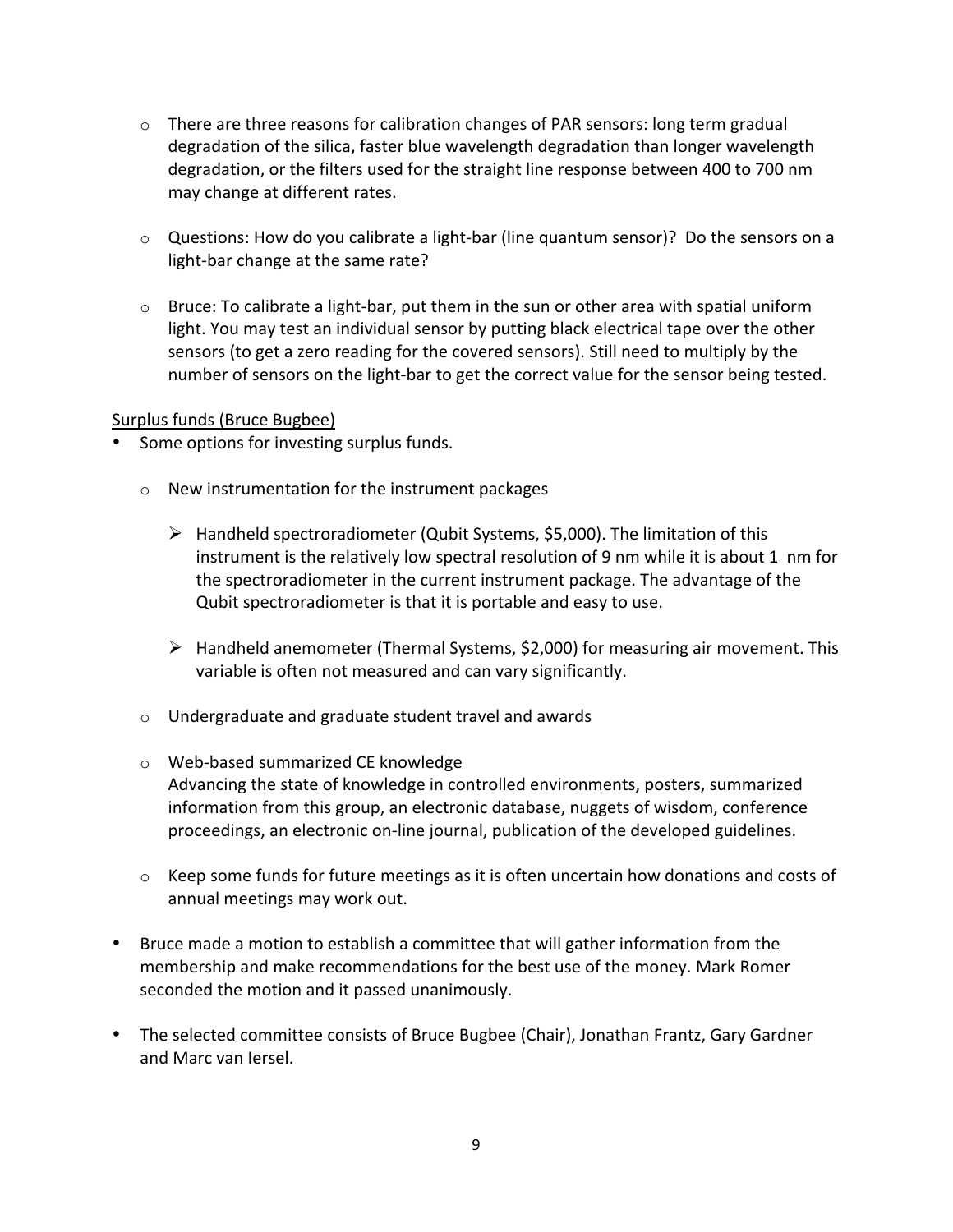- There are three reasons for calibration changes of PAR sensors: long term gradual degradation of the silica, faster blue wavelength degradation than longer wavelength degradation, or the filters used for the straight line response between 400 to 700 nm may change at different rates.

- Questions: How do you calibrate a light-bar (line quantum sensor)? Do the sensors on a light-bar change at the same rate?

- Bruce: To calibrate a light-bar, put them in the sun or other area with spatial uniform light. You may test an individual sensor by putting black electrical tape over the other sensors (to get a zero reading for the covered sensors). Still need to multiply by the number of sensors on the light-bar to get the correct value for the sensor being tested.

<u>Surplus funds (Bruce Bugbee)</u>

- Some options for investing surplus funds.
  - New instrumentation for the instrument packages
    - Handheld spectroradiometer (Qubit Systems, $5,000). The limitation of this instrument is the relatively low spectral resolution of 9 nm while it is about 1 nm for the spectroradiometer in the current instrument package. The advantage of the Qubit spectroradiometer is that it is portable and easy to use.
    - Handheld anemometer (Thermal Systems, $2,000) for measuring air movement. This variable is often not measured and can vary significantly.
  - Undergraduate and graduate student travel and awards
  - Web-based summarized CE knowledge
    Advancing the state of knowledge in controlled environments, posters, summarized information from this group, an electronic database, nuggets of wisdom, conference proceedings, an electronic on-line journal, publication of the developed guidelines.
  - Keep some funds for future meetings as it is often uncertain how donations and costs of annual meetings may work out.

- Bruce made a motion to establish a committee that will gather information from the membership and make recommendations for the best use of the money. Mark Romer seconded the motion and it passed unanimously.

- The selected committee consists of Bruce Bugbee (Chair), Jonathan Frantz, Gary Gardner and Marc van Iersel.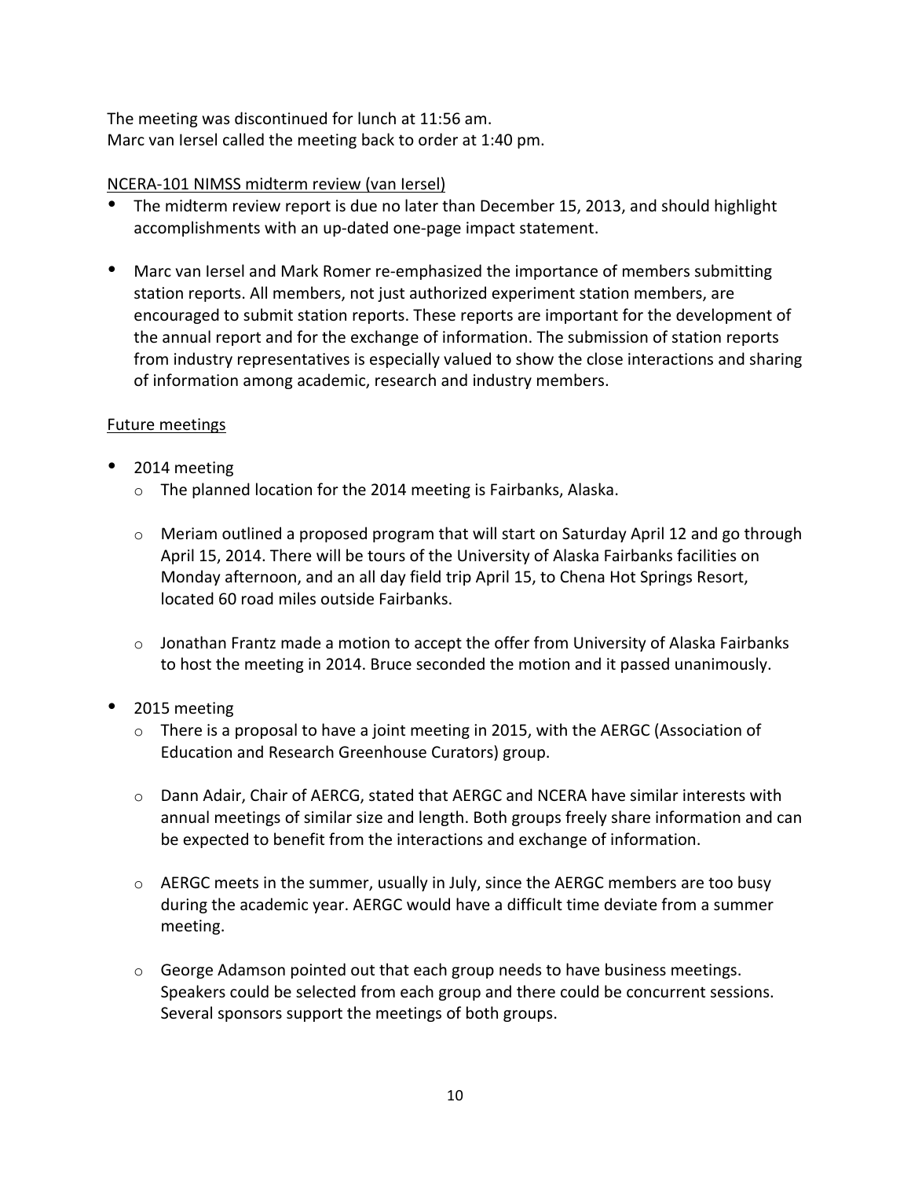The meeting was discontinued for lunch at 11:56 am.
Marc van Iersel called the meeting back to order at 1:40 pm.

NCERA-101 NIMSS midterm review (van Iersel)

- The midterm review report is due no later than December 15, 2013, and should highlight accomplishments with an up-dated one-page impact statement.

- Marc van Iersel and Mark Romer re-emphasized the importance of members submitting station reports. All members, not just authorized experiment station members, are encouraged to submit station reports. These reports are important for the development of the annual report and for the exchange of information. The submission of station reports from industry representatives is especially valued to show the close interactions and sharing of information among academic, research and industry members.

Future meetings

- 2014 meeting
  - The planned location for the 2014 meeting is Fairbanks, Alaska.
  - Meriam outlined a proposed program that will start on Saturday April 12 and go through April 15, 2014. There will be tours of the University of Alaska Fairbanks facilities on Monday afternoon, and an all day field trip April 15, to Chena Hot Springs Resort, located 60 road miles outside Fairbanks.
  - Jonathan Frantz made a motion to accept the offer from University of Alaska Fairbanks to host the meeting in 2014. Bruce seconded the motion and it passed unanimously.

- 2015 meeting
  - There is a proposal to have a joint meeting in 2015, with the AERGC (Association of Education and Research Greenhouse Curators) group.
  - Dann Adair, Chair of AERCG, stated that AERGC and NCERA have similar interests with annual meetings of similar size and length. Both groups freely share information and can be expected to benefit from the interactions and exchange of information.
  - AERGC meets in the summer, usually in July, since the AERGC members are too busy during the academic year. AERGC would have a difficult time deviate from a summer meeting.
  - George Adamson pointed out that each group needs to have business meetings. Speakers could be selected from each group and there could be concurrent sessions. Several sponsors support the meetings of both groups.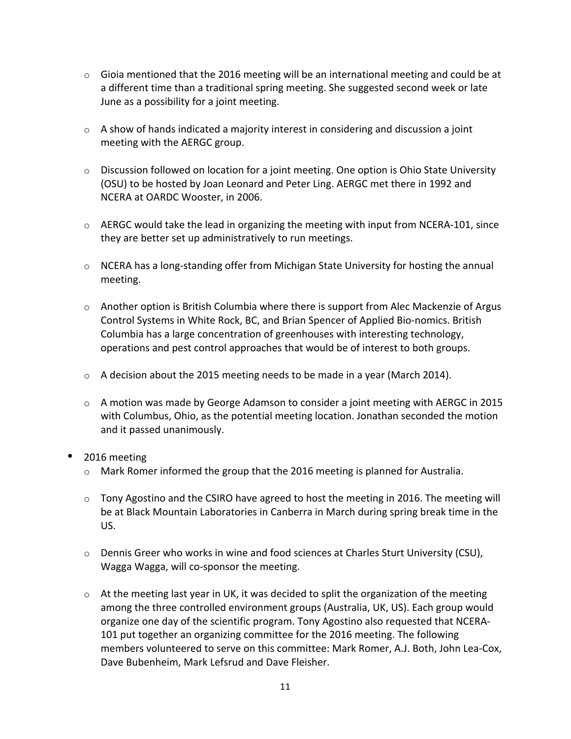- Gioia mentioned that the 2016 meeting will be an international meeting and could be at a different time than a traditional spring meeting. She suggested second week or late June as a possibility for a joint meeting.

- A show of hands indicated a majority interest in considering and discussion a joint meeting with the AERGC group.

- Discussion followed on location for a joint meeting. One option is Ohio State University (OSU) to be hosted by Joan Leonard and Peter Ling. AERGC met there in 1992 and NCERA at OARDC Wooster, in 2006.

- AERGC would take the lead in organizing the meeting with input from NCERA-101, since they are better set up administratively to run meetings.

- NCERA has a long-standing offer from Michigan State University for hosting the annual meeting.

- Another option is British Columbia where there is support from Alec Mackenzie of Argus Control Systems in White Rock, BC, and Brian Spencer of Applied Bio-nomics. British Columbia has a large concentration of greenhouses with interesting technology, operations and pest control approaches that would be of interest to both groups.

- A decision about the 2015 meeting needs to be made in a year (March 2014).

- A motion was made by George Adamson to consider a joint meeting with AERGC in 2015 with Columbus, Ohio, as the potential meeting location. Jonathan seconded the motion and it passed unanimously.

- 2016 meeting
  - Mark Romer informed the group that the 2016 meeting is planned for Australia.

  - Tony Agostino and the CSIRO have agreed to host the meeting in 2016. The meeting will be at Black Mountain Laboratories in Canberra in March during spring break time in the US.

  - Dennis Greer who works in wine and food sciences at Charles Sturt University (CSU), Wagga Wagga, will co-sponsor the meeting.

  - At the meeting last year in UK, it was decided to split the organization of the meeting among the three controlled environment groups (Australia, UK, US). Each group would organize one day of the scientific program. Tony Agostino also requested that NCERA-101 put together an organizing committee for the 2016 meeting. The following members volunteered to serve on this committee: Mark Romer, A.J. Both, John Lea-Cox, Dave Bubenheim, Mark Lefsrud and Dave Fleisher.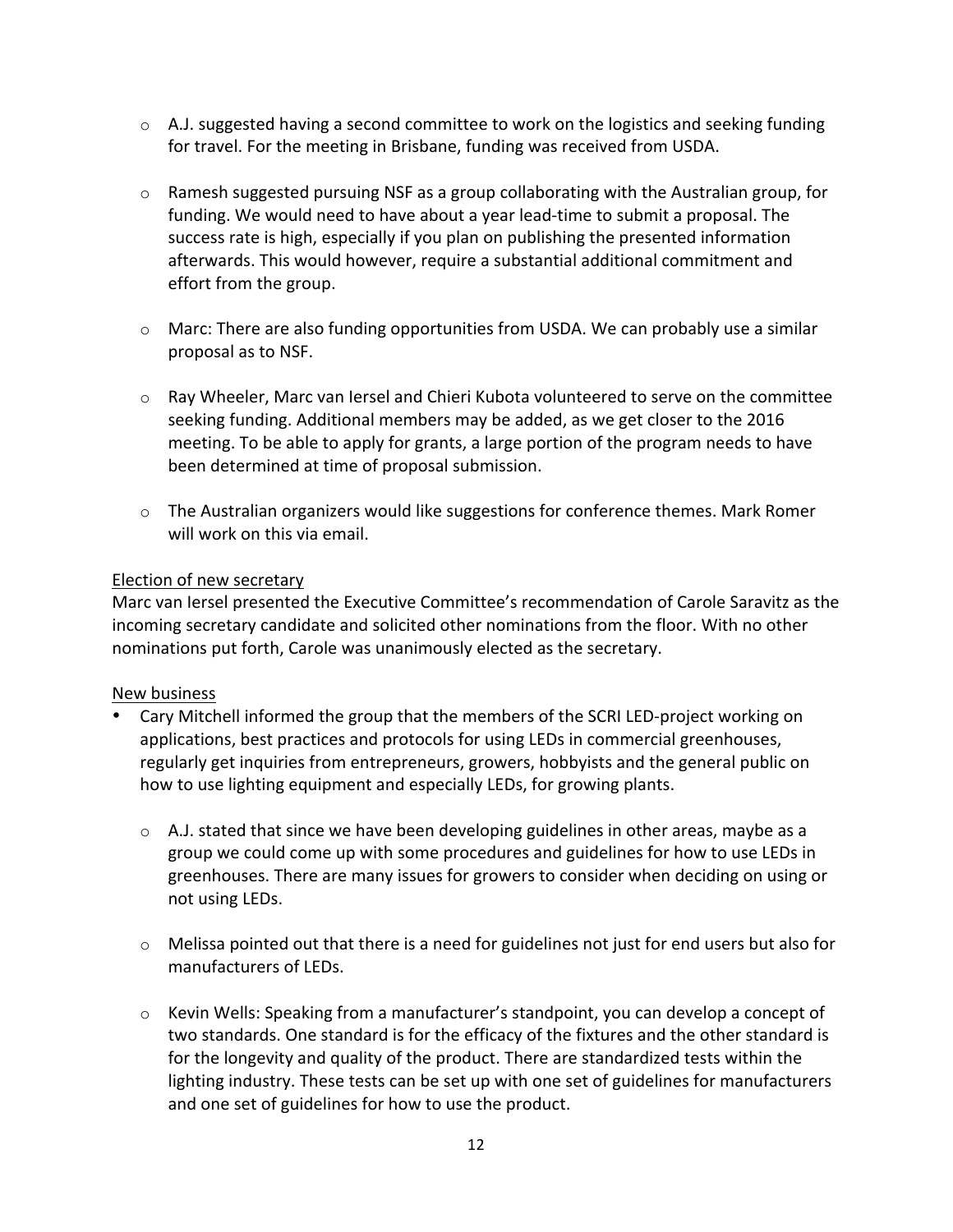- A.J. suggested having a second committee to work on the logistics and seeking funding for travel. For the meeting in Brisbane, funding was received from USDA.

- Ramesh suggested pursuing NSF as a group collaborating with the Australian group, for funding. We would need to have about a year lead-time to submit a proposal. The success rate is high, especially if you plan on publishing the presented information afterwards. This would however, require a substantial additional commitment and effort from the group.

- Marc: There are also funding opportunities from USDA. We can probably use a similar proposal as to NSF.

- Ray Wheeler, Marc van Iersel and Chieri Kubota volunteered to serve on the committee seeking funding. Additional members may be added, as we get closer to the 2016 meeting. To be able to apply for grants, a large portion of the program needs to have been determined at time of proposal submission.

- The Australian organizers would like suggestions for conference themes. Mark Romer will work on this via email.

<u>Election of new secretary</u>

Marc van Iersel presented the Executive Committee's recommendation of Carole Saravitz as the incoming secretary candidate and solicited other nominations from the floor. With no other nominations put forth, Carole was unanimously elected as the secretary.

<u>New business</u>

- Cary Mitchell informed the group that the members of the SCRI LED-project working on applications, best practices and protocols for using LEDs in commercial greenhouses, regularly get inquiries from entrepreneurs, growers, hobbyists and the general public on how to use lighting equipment and especially LEDs, for growing plants.

  - A.J. stated that since we have been developing guidelines in other areas, maybe as a group we could come up with some procedures and guidelines for how to use LEDs in greenhouses. There are many issues for growers to consider when deciding on using or not using LEDs.

  - Melissa pointed out that there is a need for guidelines not just for end users but also for manufacturers of LEDs.

  - Kevin Wells: Speaking from a manufacturer's standpoint, you can develop a concept of two standards. One standard is for the efficacy of the fixtures and the other standard is for the longevity and quality of the product. There are standardized tests within the lighting industry. These tests can be set up with one set of guidelines for manufacturers and one set of guidelines for how to use the product.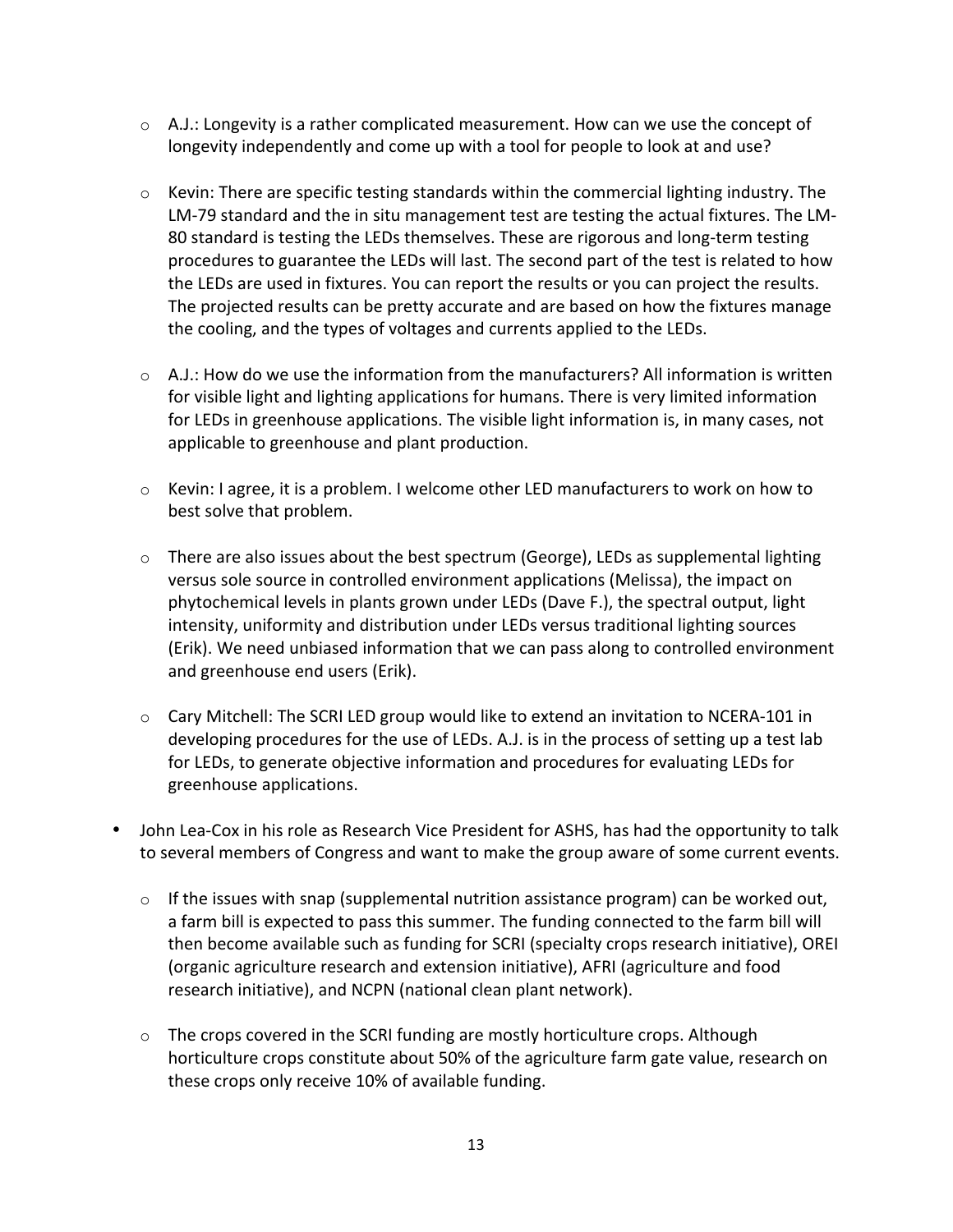- A.J.: Longevity is a rather complicated measurement. How can we use the concept of longevity independently and come up with a tool for people to look at and use?

- Kevin: There are specific testing standards within the commercial lighting industry. The LM-79 standard and the in situ management test are testing the actual fixtures. The LM-80 standard is testing the LEDs themselves. These are rigorous and long-term testing procedures to guarantee the LEDs will last. The second part of the test is related to how the LEDs are used in fixtures. You can report the results or you can project the results. The projected results can be pretty accurate and are based on how the fixtures manage the cooling, and the types of voltages and currents applied to the LEDs.

- A.J.: How do we use the information from the manufacturers? All information is written for visible light and lighting applications for humans. There is very limited information for LEDs in greenhouse applications. The visible light information is, in many cases, not applicable to greenhouse and plant production.

- Kevin: I agree, it is a problem. I welcome other LED manufacturers to work on how to best solve that problem.

- There are also issues about the best spectrum (George), LEDs as supplemental lighting versus sole source in controlled environment applications (Melissa), the impact on phytochemical levels in plants grown under LEDs (Dave F.), the spectral output, light intensity, uniformity and distribution under LEDs versus traditional lighting sources (Erik). We need unbiased information that we can pass along to controlled environment and greenhouse end users (Erik).

- Cary Mitchell: The SCRI LED group would like to extend an invitation to NCERA-101 in developing procedures for the use of LEDs. A.J. is in the process of setting up a test lab for LEDs, to generate objective information and procedures for evaluating LEDs for greenhouse applications.

- John Lea-Cox in his role as Research Vice President for ASHS, has had the opportunity to talk to several members of Congress and want to make the group aware of some current events.

  - If the issues with snap (supplemental nutrition assistance program) can be worked out, a farm bill is expected to pass this summer. The funding connected to the farm bill will then become available such as funding for SCRI (specialty crops research initiative), OREI (organic agriculture research and extension initiative), AFRI (agriculture and food research initiative), and NCPN (national clean plant network).

  - The crops covered in the SCRI funding are mostly horticulture crops. Although horticulture crops constitute about 50% of the agriculture farm gate value, research on these crops only receive 10% of available funding.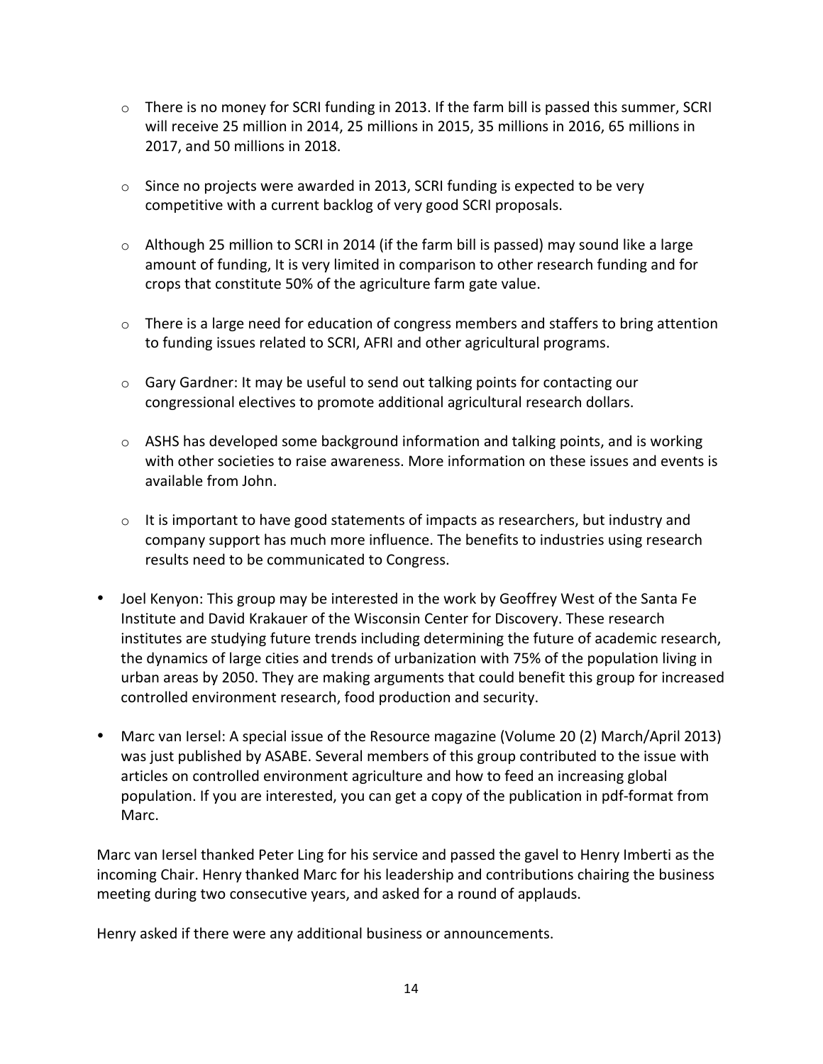- There is no money for SCRI funding in 2013. If the farm bill is passed this summer, SCRI will receive 25 million in 2014, 25 millions in 2015, 35 millions in 2016, 65 millions in 2017, and 50 millions in 2018.

  - Since no projects were awarded in 2013, SCRI funding is expected to be very competitive with a current backlog of very good SCRI proposals.

  - Although 25 million to SCRI in 2014 (if the farm bill is passed) may sound like a large amount of funding, It is very limited in comparison to other research funding and for crops that constitute 50% of the agriculture farm gate value.

  - There is a large need for education of congress members and staffers to bring attention to funding issues related to SCRI, AFRI and other agricultural programs.

  - Gary Gardner: It may be useful to send out talking points for contacting our congressional electives to promote additional agricultural research dollars.

  - ASHS has developed some background information and talking points, and is working with other societies to raise awareness. More information on these issues and events is available from John.

  - It is important to have good statements of impacts as researchers, but industry and company support has much more influence. The benefits to industries using research results need to be communicated to Congress.

- Joel Kenyon: This group may be interested in the work by Geoffrey West of the Santa Fe Institute and David Krakauer of the Wisconsin Center for Discovery. These research institutes are studying future trends including determining the future of academic research, the dynamics of large cities and trends of urbanization with 75% of the population living in urban areas by 2050. They are making arguments that could benefit this group for increased controlled environment research, food production and security.

- Marc van Iersel: A special issue of the Resource magazine (Volume 20 (2) March/April 2013) was just published by ASABE. Several members of this group contributed to the issue with articles on controlled environment agriculture and how to feed an increasing global population. If you are interested, you can get a copy of the publication in pdf-format from Marc.

Marc van Iersel thanked Peter Ling for his service and passed the gavel to Henry Imberti as the incoming Chair. Henry thanked Marc for his leadership and contributions chairing the business meeting during two consecutive years, and asked for a round of applauds.

Henry asked if there were any additional business or announcements.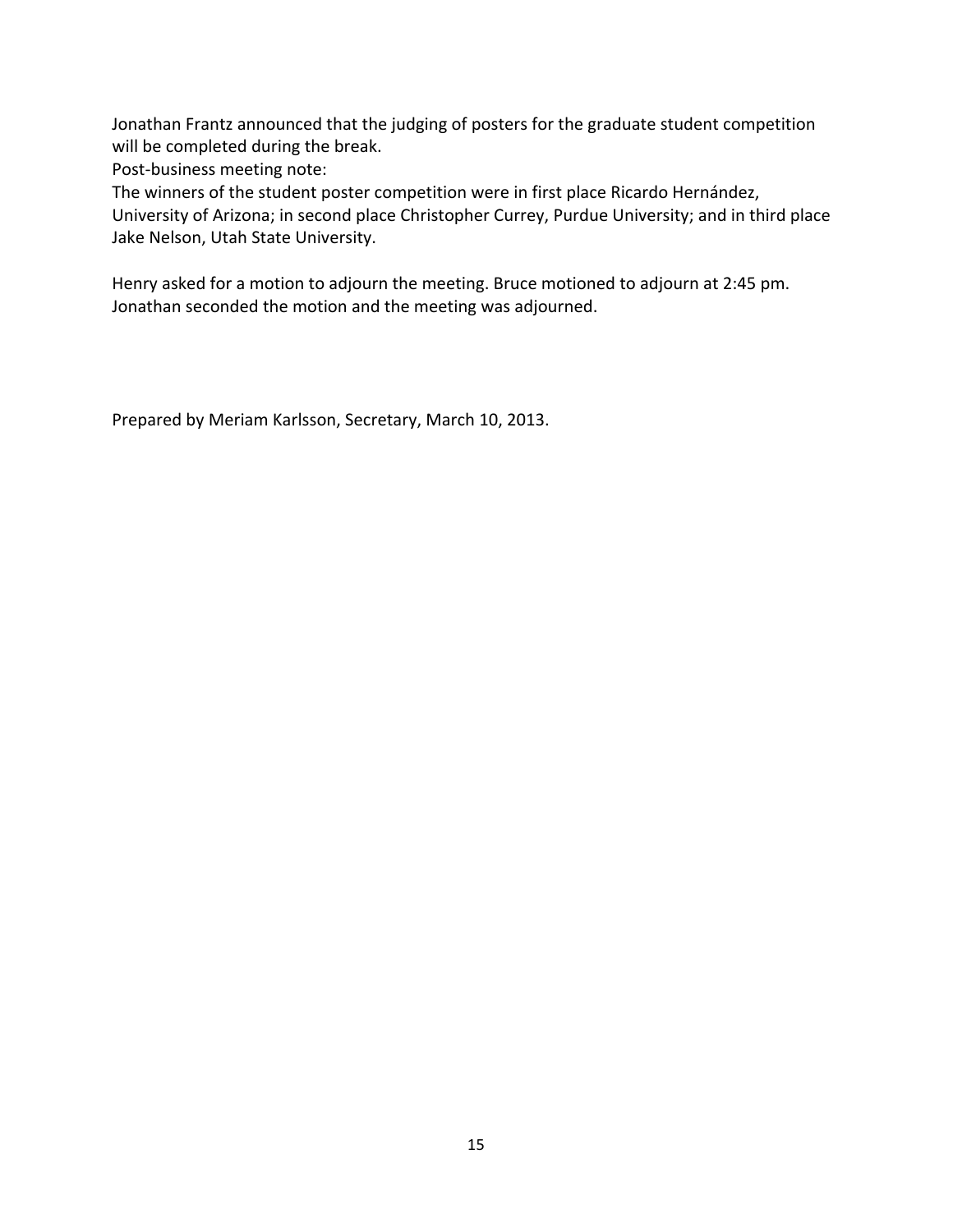Jonathan Frantz announced that the judging of posters for the graduate student competition will be completed during the break.

Post-business meeting note:

The winners of the student poster competition were in first place Ricardo Hernández, University of Arizona; in second place Christopher Currey, Purdue University; and in third place Jake Nelson, Utah State University.

Henry asked for a motion to adjourn the meeting. Bruce motioned to adjourn at 2:45 pm. Jonathan seconded the motion and the meeting was adjourned.

Prepared by Meriam Karlsson, Secretary, March 10, 2013.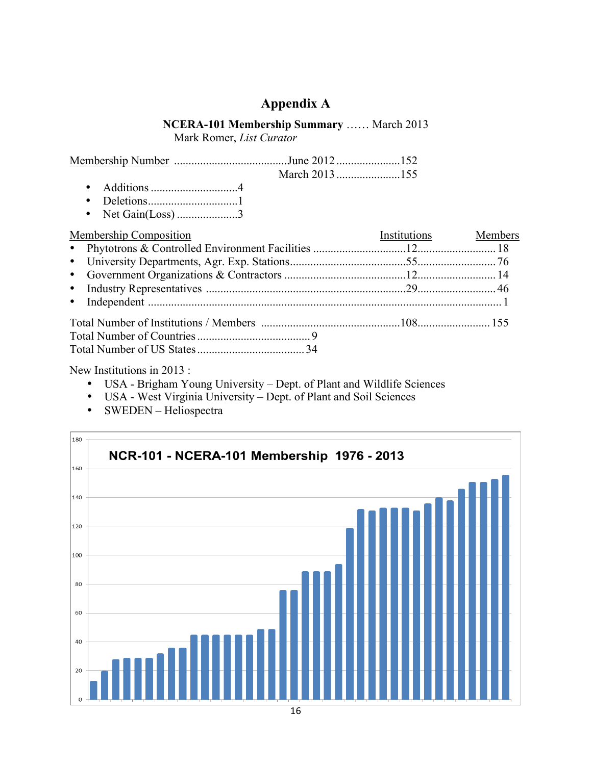# Appendix A

**NCERA-101 Membership Summary** …… March 2013
Mark Romer, *List Curator*

| Membership Number | | |
|---|---|---|
| | June 2012 | 152 |
| | March 2013 | 155 |

- Additions .............................4
- Deletions..............................1
- Net Gain(Loss) ....................3

| Membership Composition | Institutions | Members |
|---|---|---|
| • Phytotrons & Controlled Environment Facilities | 12 | 18 |
| • University Departments, Agr. Exp. Stations | 55 | 76 |
| • Government Organizations & Contractors | 12 | 14 |
| • Industry Representatives | 29 | 46 |
| • Independent | | 1 |
| Total Number of Institutions / Members | 108 | 155 |

Total Number of Countries .......................................9
Total Number of US States .....................................34

New Institutions in 2013 :

- USA - Brigham Young University – Dept. of Plant and Wildlife Sciences
- USA - West Virginia University – Dept. of Plant and Soil Sciences
- SWEDEN – Heliospectra

**NCR-101 - NCERA-101 Membership 1976 - 2013**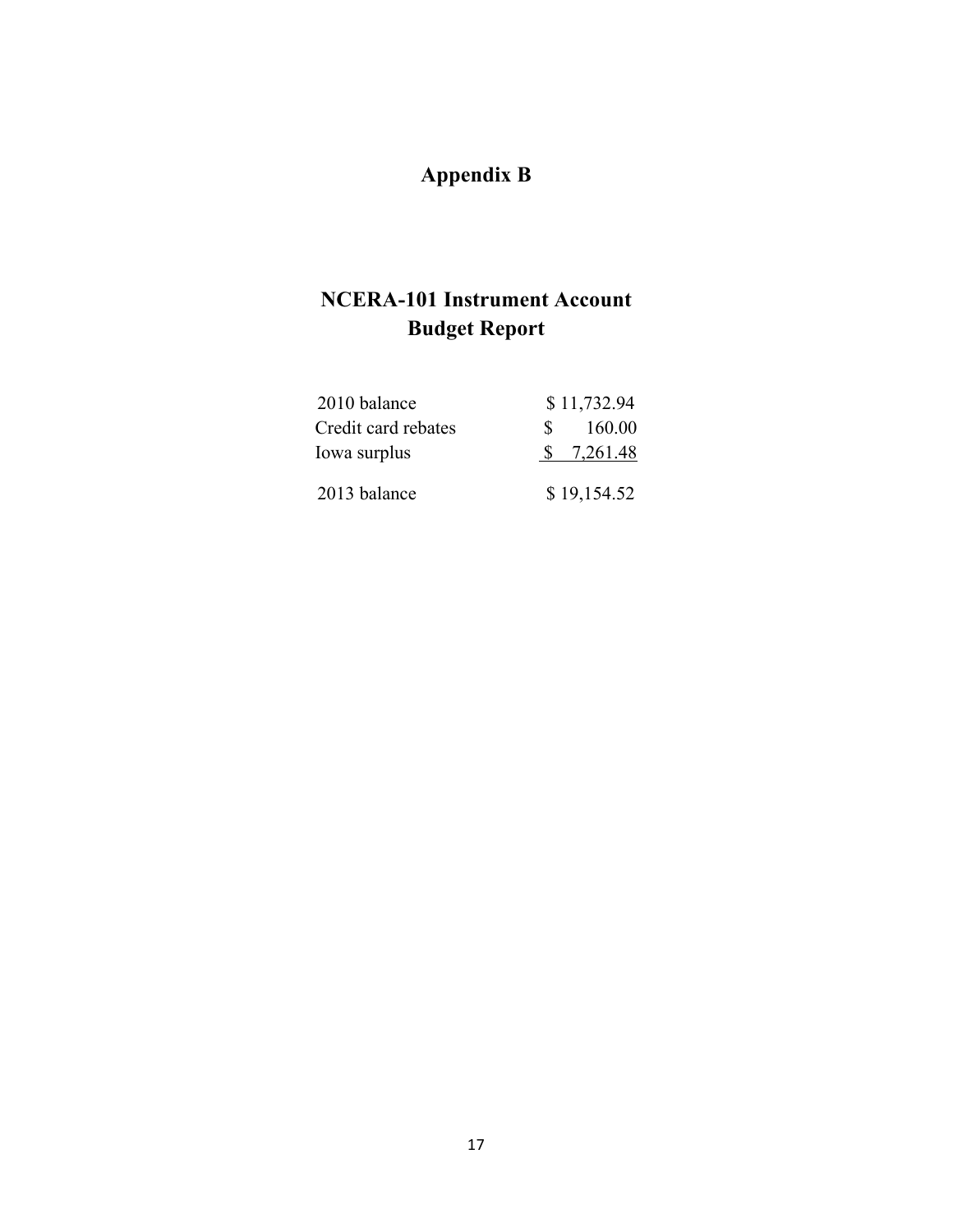# Appendix B

## NCERA-101 Instrument Account Budget Report

| | |
|---|---|
| 2010 balance | $ 11,732.94 |
| Credit card rebates | $ 160.00 |
| Iowa surplus | $ 7,261.48 |
| 2013 balance | $ 19,154.52 |